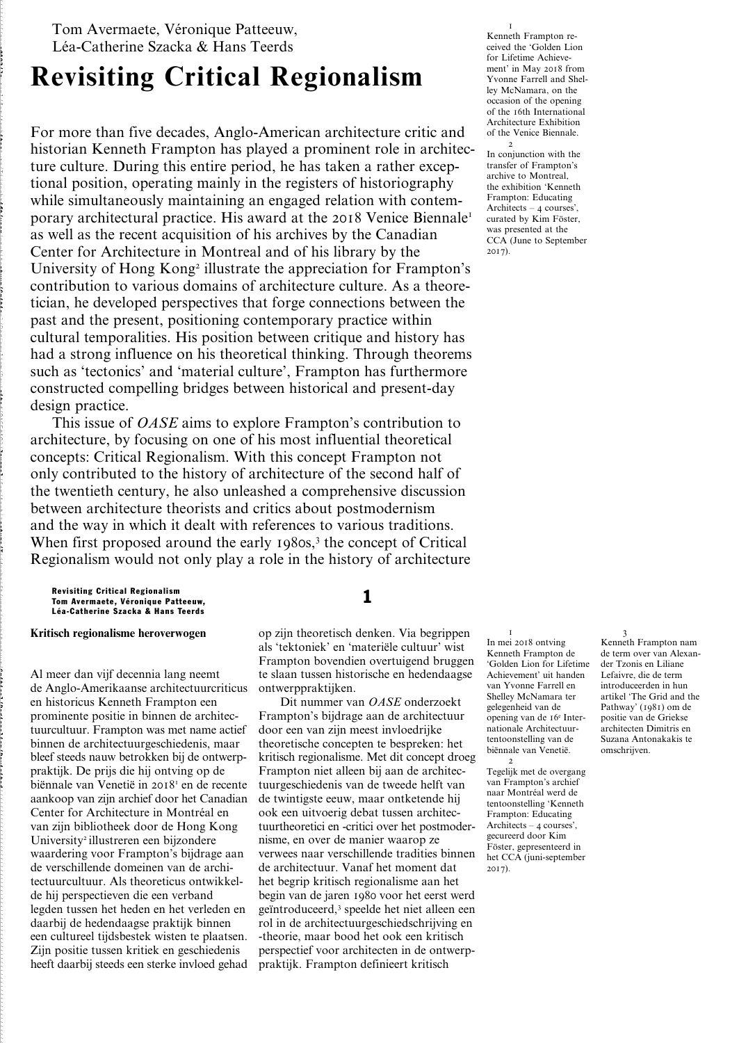Tom Avermaete, Véronique Patteeuw, Léa-Catherine Szacka & Hans Teerds

# Revisiting Critical Regionalism

For more than five decades, Anglo-American architecture critic and historian Kenneth Frampton has played a prominent role in architecture culture. During this entire period, he has taken a rather exceptional position, operating mainly in the registers of historiography while simultaneously maintaining an engaged relation with contemporary architectural practice. His award at the 2018 Venice Biennale[1] as well as the recent acquisition of his archives by the Canadian Center for Architecture in Montreal and of his library by the University of Hong Kong[2] illustrate the appreciation for Frampton's contribution to various domains of architecture culture. As a theoretician, he developed perspectives that forge connections between the past and the present, positioning contemporary practice within cultural temporalities. His position between critique and history has had a strong influence on his theoretical thinking. Through theorems such as 'tectonics' and 'material culture', Frampton has furthermore constructed compelling bridges between historical and present-day design practice.

This issue of *OASE* aims to explore Frampton's contribution to architecture, by focusing on one of his most influential theoretical concepts: Critical Regionalism. With this concept Frampton not only contributed to the history of architecture of the second half of the twentieth century, he also unleashed a comprehensive discussion between architecture theorists and critics about postmodernism and the way in which it dealt with references to various traditions. When first proposed around the early 1980s,[3] the concept of Critical Regionalism would not only play a role in the history of architecture

1 Kenneth Frampton received the 'Golden Lion for Lifetime Achievement' in May 2018 from Yvonne Farrell and Shelley McNamara, on the occasion of the opening of the 16th International Architecture Exhibition of the Venice Biennale.

2 In conjunction with the transfer of Frampton's archive to Montreal, the exhibition 'Kenneth Frampton: Educating Architects – 4 courses', curated by Kim Föster, was presented at the CCA (June to September 2017).

## Kritisch regionalisme heroverwogen

Al meer dan vijf decennia lang neemt de Anglo-Amerikaanse architectuurcriticus en historicus Kenneth Frampton een prominente positie in binnen de architectuurcultuur. Frampton was met name actief binnen de architectuurgeschiedenis, maar bleef steeds nauw betrokken bij de ontwerppraktijk. De prijs die hij ontving op de biënnale van Venetië in 2018[1] en de recente aankoop van zijn archief door het Canadian Center for Architecture in Montréal en van zijn bibliotheek door de Hong Kong University[2] illustreren een bijzondere waardering voor Frampton's bijdrage aan de verschillende domeinen van de architectuurcultuur. Als theoreticus ontwikkelde hij perspectieven die een verband legden tussen het heden en het verleden en daarbij de hedendaagse praktijk binnen een cultureel tijdsbestek wisten te plaatsen. Zijn positie tussen kritiek en geschiedenis heeft daarbij steeds een sterke invloed gehad op zijn theoretisch denken. Via begrippen als 'tektoniek' en 'materiële cultuur' wist Frampton bovendien overtuigend bruggen te slaan tussen historische en hedendaagse ontwerppraktijken.

Dit nummer van *OASE* onderzoekt Frampton's bijdrage aan de architectuur door een van zijn meest invloedrijke theoretische concepten te bespreken: het kritisch regionalisme. Met dit concept droeg Frampton niet alleen bij aan de architectuurgeschiedenis van de tweede helft van de twintigste eeuw, maar ontketende hij ook een uitvoerig debat tussen architectuurtheoretici en -critici over het postmodernisme, en over de manier waarop ze verwees naar verschillende tradities binnen de architectuur. Vanaf het moment dat het begrip kritisch regionalisme aan het begin van de jaren 1980 voor het eerst werd geïntroduceerd,[3] speelde het niet alleen een rol in de architectuurgeschiedschrijving en -theorie, maar bood het ook een kritisch perspectief voor architecten in de ontwerppraktijk. Frampton definieert kritisch

1 In mei 2018 ontving Kenneth Frampton de 'Golden Lion for Lifetime Achievement' uit handen van Yvonne Farrell en Shelley McNamara ter gelegenheid van de opening van de 16e Internationale Architectuurtentoonstelling van de biënnale van Venetië.

2 Tegelijk met de overgang van Frampton's archief naar Montréal werd de tentoonstelling 'Kenneth Frampton: Educating Architects – 4 courses', gecureerd door Kim Föster, gepresenteerd in het CCA (juni-september 2017).

3 Kenneth Frampton nam de term over van Alexander Tzonis en Liliane Lefaivre, die de term introduceerden in hun artikel 'The Grid and the Pathway' (1981) om de positie van de Griekse architecten Dimitris en Suzana Antonakakis te omschrijven.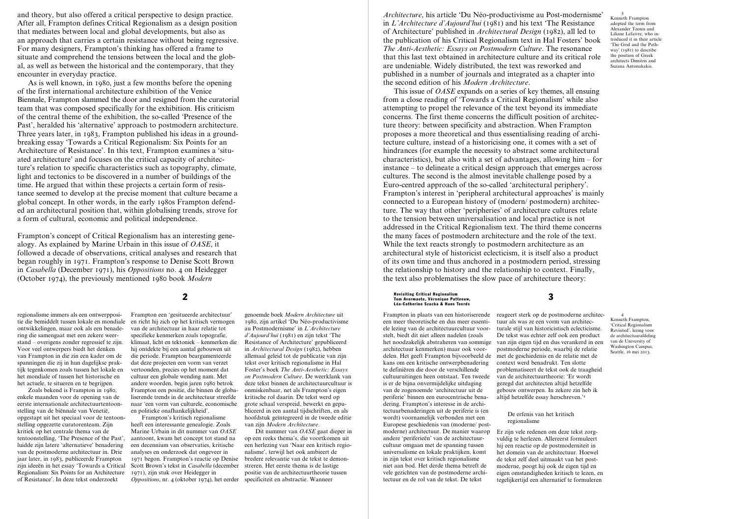and theory, but also offered a critical perspective to design practice. After all, Frampton defines Critical Regionalism as a design position that mediates between local and global developments, but also as an approach that carries a certain resistance without being regressive. For many designers, Frampton's thinking has offered a frame to situate and comprehend the tensions between the local and the global, as well as between the historical and the contemporary, that they encounter in everyday practice.

As is well known, in 1980, just a few months before the opening of the first international architecture exhibition of the Venice Biennale, Frampton slammed the door and resigned from the curatorial team that was composed specifically for the exhibition. His criticism of the central theme of the exhibition, the so-called 'Presence of the Past', heralded his 'alternative' approach to postmodern architecture. Three years later, in 1983, Frampton published his ideas in a groundbreaking essay 'Towards a Critical Regionalism: Six Points for an Architecture of Resistance'. In this text, Frampton examines a 'situated architecture' and focuses on the critical capacity of architecture's relation to specific characteristics such as topography, climate, light and tectonics to be discovered in a number of buildings of the time. He argued that within these projects a certain form of resistance seemed to develop at the precise moment that culture became a global concept. In other words, in the early 1980s Frampton defended an architectural position that, within globalising trends, strove for a form of cultural, economic and political independence.

Frampton's concept of Critical Regionalism has an interesting genealogy. As explained by Marine Urbain in this issue of *OASE*, it followed a decade of observations, critical analyses and research that began roughly in 1971. Frampton's response to Denise Scott Brown in *Casabella* (December 1971), his *Oppositions* no. 4 on Heidegger (October 1974), the previously mentioned 1980 book *Modern Architecture*, his article 'Du Néo-productivisme au Post-modernisme' in *L'Architecture d'Aujourd'hui* (1981) and his text 'The Resistance of Architecture' published in *Architectural Design* (1982), all led to the publication of his Critical Regionalism text in Hal Fosters' book *The Anti-Aesthetic: Essays on Postmodern Culture*. The resonance that this last text obtained in architecture culture and its critical role are undeniable. Widely distributed, the text was reworked and published in a number of journals and integrated as a chapter into the second edition of his *Modern Architecture*.

This issue of *OASE* expands on a series of key themes, all ensuing from a close reading of 'Towards a Critical Regionalism' while also attempting to propel the relevance of the text beyond its immediate concerns. The first theme concerns the difficult position of architecture theory: between specificity and abstraction. When Frampton proposes a more theoretical and thus essentialising reading of architecture culture, instead of a historicising one, it comes with a set of hindrances (for example the necessity to abstract some architectural characteristics), but also with a set of advantages, allowing him – for instance – to delineate a critical design approach that emerges across cultures. The second is the almost inevitable challenge posed by a Euro-centred approach of the so-called 'architectural periphery'. Frampton's interest in 'peripheral architectural approaches' is mainly connected to a European history of (modern/ postmodern) architecture. The way that other 'peripheries' of architecture cultures relate to the tension between universalisation and local practice is not addressed in the Critical Regionalism text. The third theme concerns the many faces of postmodern architecture and the role of the text. While the text reacts strongly to postmodern architecture as an architectural style of historicist eclecticism, it is itself also a product of its own time and thus anchored in a postmodern period, stressing the relationship to history and the relationship to context. Finally, the text also problematises the slow pace of architecture theory:

[3] Kenneth Frampton adopted the term from Alexander Tzonis and Liliane Lefaivre, who introduced it in their article 'The Grid and the Pathway' (1981) to describe the position of Greek architects Dimitris and Suzana Antonakakis.

regionalisme immers als een ontwerppositie die bemiddelt tussen lokale en mondiale ontwikkelingen, maar ook als een benadering die samengaat met een zekere weerstand – overigens zonder regressief te zijn. Voor veel ontwerpers biedt het denken van Frampton in die zin een kader om de spanningen die zij in hun dagelijkse praktijk tegenkomen zoals tussen het lokale en het mondiale of tussen het historische en het actuele, te situeren en te begrijpen.

Zoals bekend is Frampton in 1980, enkele maanden voor de opening van de eerste internationale architectuurtentoonstelling van de biënnale van Venetië, opgestapt uit het speciaal voor de tentoonstelling opgezette curatorenteam. Zijn kritiek op het centrale thema van de tentoonstelling, 'The Presence of the Past', luidde zijn latere 'alternatieve' benadering van de postmoderne architectuur in. Drie jaar later, in 1983, publiceerde Frampton zijn ideeën in het essay 'Towards a Critical Regionalism: Six Points for an Architecture of Resistance'. In deze tekst onderzoekt Frampton een 'gesitueerde architectuur' en richt hij zich op het kritisch vermogen van de architectuur in haar relatie tot specifieke kenmerken zoals topografie, klimaat, licht en tektoniek – kenmerken die hij ontdekte bij een aantal gebouwen uit die periode. Frampton beargumenteerde dat deze projecten een vorm van verzet vertoonden, precies op het moment dat cultuur een globale wending nam. Met andere woorden, begin jaren 1980 betrok Frampton een positie, die binnen de globaliserende trends in de architectuur streefde naar 'een vorm van culturele, economische en politieke onafhankelijkheid'.

Frampton's kritisch regionalisme heeft een interessante genealogie. Zoals Marine Urbain in dit nummer van *OASE* aantoont, kwam het concept tot stand na een decennium van observaties, kritische analyses en onderzoek dat ongeveer in 1971 begon. Frampton's reactie op Denise Scott Brown's tekst in *Casabella* (december 1971), zijn stuk over Heidegger in *Oppositions*, nr. 4 (oktober 1974), het eerder genoemde boek *Modern Architecture* uit 1980, zijn artikel 'Du Néo-productivisme au Postmodernisme' in *L'Architecture d'Aujourd'hui* (1981) en zijn tekst 'The Resistance of Architecture' gepubliceerd in *Architectural Design* (1982), hebben allemaal geleid tot de publicatie van zijn tekst over kritisch regionalisme in Hal Foster's boek *The Anti-Aesthetic: Essays on Postmodern Culture*. De weerklank van deze tekst binnen de architectuurcultuur is onmiskenbaar, net als Frampton's eigen kritische rol daarin. De tekst werd op grote schaal verspreid, bewerkt en gepubliceerd in een aantal tijdschriften, en als hoofdstuk geïntegreerd in de tweede editie van zijn *Modern Architecture*.

Dit nummer van *OASE* gaat dieper in op een reeks thema's, die voortkomen uit een herlezing van 'Naar een kritisch regionalisme', terwijl het ook ambieert de bredere relevantie van de tekst te demonstreren. Het eerste thema is de lastige positie van de architectuurtheorie tussen specificiteit en abstractie. Wanneer Frampton in plaats van een historiserende een meer theoretische en dus meer essentiele lezing van de architectuurcultuur voorstelt, biedt dit niet alleen nadelen (zoals het noodzakelijk abstraheren van sommige architectuur kenmerken) maar ook voordelen. Het geeft Frampton bijvoorbeeld de kans om een kritische ontwerpbenadering te definiëren die door de verschillende cultuuruitingen heen ontstaat. Ten tweede is er de bijna onvermijdelijke uitdaging van de zogenoemde 'architectuur uit de periferie' binnen een eurocentrische benadering. Frampton's interesse in de architectuurbenaderingen uit de periferie is (en wordt) voornamelijk verbonden met een Europese geschiedenis van (moderne/ postmoderne) architectuur. De manier waarop andere 'periferieën' van de architectuurcultuur omgaan met de spanning tussen universalisme en lokale praktijken, komt in zijn tekst over kritisch regionalisme niet aan bod. Het derde thema betreft de vele gezichten van de postmoderne architectuur en de rol van de tekst. De tekst reageert sterk op de postmoderne architecturale stijl van historicistisch eclecticisme. De tekst was echter zelf ook een product van zijn eigen tijd en dus verankerd in een postmoderne periode, waarbij de relatie met de geschiedenis en de relatie met de context werd benadrukt. Ten slotte problematiseert de tekst ook de traagheid van de architectuurtheorie: 'Er wordt gezegd dat architecten altijd hetzelfde gebouw ontwerpen. In zekere zin heb ik altijd hetzelfde essay herschreven.'[4]

### De erfenis van het kritisch regionalisme

Er zijn vele redenen om deze tekst zorgvuldig te herlezen. Allereerst formuleert hij een reactie op de postmoderniteit in het domein van de architectuur. Hoewel de tekst zelf deel uitmaakt van het postmoderne, poogt hij ook de eigen tijd en eigen omstandigheden kritisch te lezen, en tegelijkertijd een alternatief te formuleren

[4] Kenneth Frampton, 'Critical Regionalism Revisited', lezing voor de architectuurafdeling van de University of Washington Campus, Seattle, 16 mei 2013.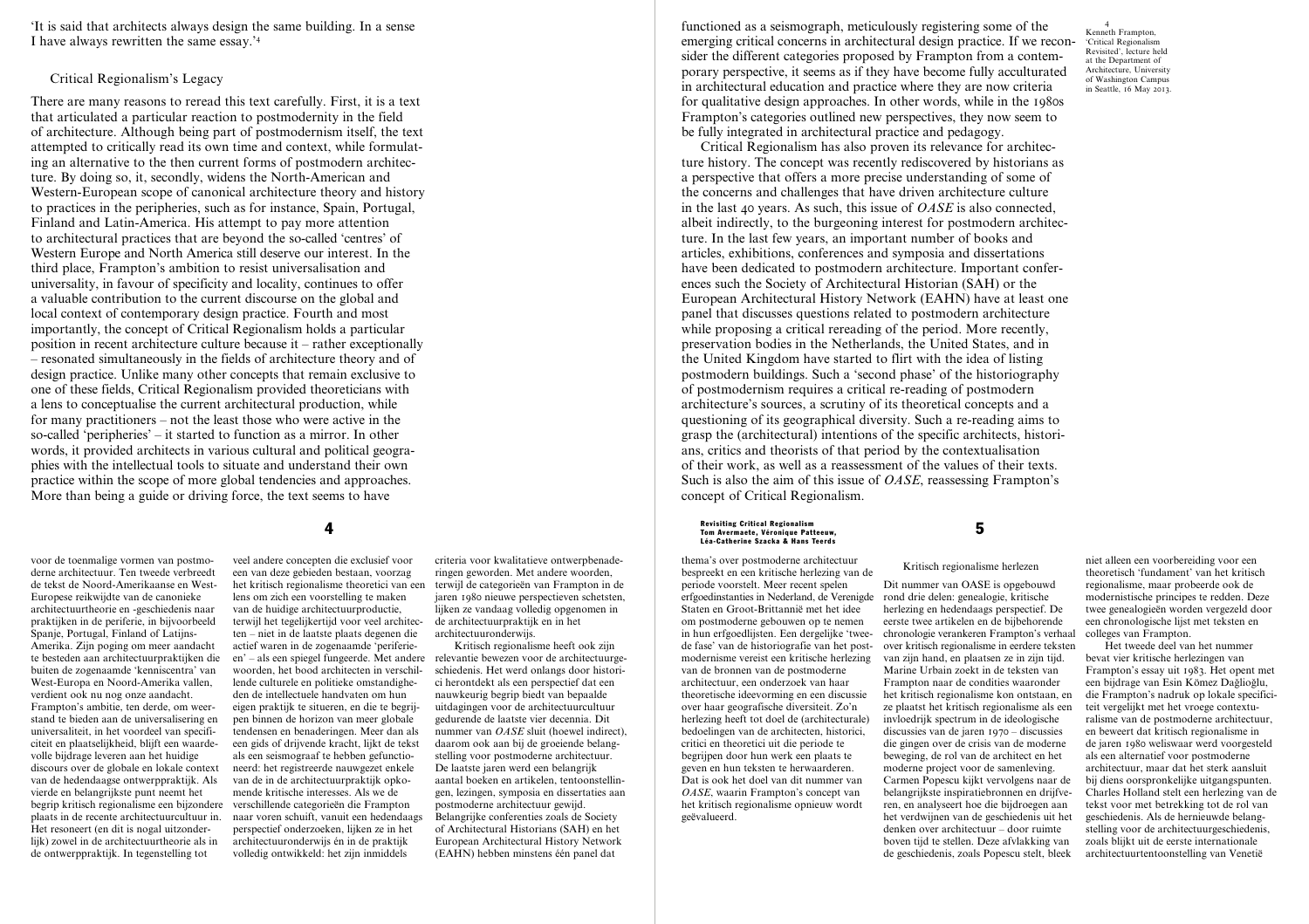'It is said that architects always design the same building. In a sense I have always rewritten the same essay.'[4]

## Critical Regionalism's Legacy

There are many reasons to reread this text carefully. First, it is a text that articulated a particular reaction to postmodernity in the field of architecture. Although being part of postmodernism itself, the text attempted to critically read its own time and context, while formulating an alternative to the then current forms of postmodern architecture. By doing so, it, secondly, widens the North-American and Western-European scope of canonical architecture theory and history to practices in the peripheries, such as for instance, Spain, Portugal, Finland and Latin-America. His attempt to pay more attention to architectural practices that are beyond the so-called 'centres' of Western Europe and North America still deserve our interest. In the third place, Frampton's ambition to resist universalisation and universality, in favour of specificity and locality, continues to offer a valuable contribution to the current discourse on the global and local context of contemporary design practice. Fourth and most importantly, the concept of Critical Regionalism holds a particular position in recent architecture culture because it – rather exceptionally – resonated simultaneously in the fields of architecture theory and of design practice. Unlike many other concepts that remain exclusive to one of these fields, Critical Regionalism provided theoreticians with a lens to conceptualise the current architectural production, while for many practitioners – not the least those who were active in the so-called 'peripheries' – it started to function as a mirror. In other words, it provided architects in various cultural and political geographies with the intellectual tools to situate and understand their own practice within the scope of more global tendencies and approaches. More than being a guide or driving force, the text seems to have functioned as a seismograph, meticulously registering some of the emerging critical concerns in architectural design practice. If we reconsider the different categories proposed by Frampton from a contemporary perspective, it seems as if they have become fully acculturated in architectural education and practice where they are now criteria for qualitative design approaches. In other words, while in the 1980s Frampton's categories outlined new perspectives, they now seem to be fully integrated in architectural practice and pedagogy.

Critical Regionalism has also proven its relevance for architecture history. The concept was recently rediscovered by historians as a perspective that offers a more precise understanding of some of the concerns and challenges that have driven architecture culture in the last 40 years. As such, this issue of *OASE* is also connected, albeit indirectly, to the burgeoning interest for postmodern architecture. In the last few years, an important number of books and articles, exhibitions, conferences and symposia and dissertations have been dedicated to postmodern architecture. Important conferences such the Society of Architectural Historian (SAH) or the European Architectural History Network (EAHN) have at least one panel that discusses questions related to postmodern architecture while proposing a critical rereading of the period. More recently, preservation bodies in the Netherlands, the United States, and in the United Kingdom have started to flirt with the idea of listing postmodern buildings. Such a 'second phase' of the historiography of postmodernism requires a critical re-reading of postmodern architecture's sources, a scrutiny of its theoretical concepts and a questioning of its geographical diversity. Such a re-reading aims to grasp the (architectural) intentions of the specific architects, historians, critics and theorists of that period by the contextualisation of their work, as well as a reassessment of the values of their texts. Such is also the aim of this issue of *OASE*, reassessing Frampton's concept of Critical Regionalism.

[4] Kenneth Frampton, 'Critical Regionalism Revisited', lecture held at the Department of Architecture, University of Washington Campus in Seattle, 16 May 2013.

---

voor de toenmalige vormen van postmoderne architectuur. Ten tweede verbreedt de tekst de Noord-Amerikaanse en West-Europese reikwijdte van de canonieke architectuurtheorie en -geschiedenis naar praktijken in de periferie, in bijvoorbeeld Spanje, Portugal, Finland of Latijns-Amerika. Zijn poging om meer aandacht te besteden aan architectuurpraktijken die buiten de zogenaamde 'kenniscentra' van West-Europa en Noord-Amerika vallen, verdient ook nu nog onze aandacht. Frampton's ambitie, ten derde, om weerstand te bieden aan de universalisering en universaliteit, in het voordeel van specificiteit en plaatselijkheid, blijft een waardevolle bijdrage leveren aan het huidige discours over de globale en lokale context van de hedendaagse ontwerppraktijk. Als vierde en belangrijkste punt neemt het begrip kritisch regionalisme een bijzondere plaats in de recente architectuurcultuur in. Het resoneert (en dit is nogal uitzonderlijk) zowel in de architectuurtheorie als in de ontwerppraktijk. In tegenstelling tot veel andere concepten die exclusief voor een van deze gebieden bestaan, voorzag het kritisch regionalisme theoretici van een lens om zich een voorstelling te maken van de huidige architectuurproductie, terwijl het tegelijkertijd voor veel architecten – niet in de laatste plaats degenen die actief waren in de zogenaamde 'periferieën' – als een spiegel fungeerde. Met andere woorden, het bood architecten in verschillende culturele en politieke omstandigheden de intellectuele handvaten om hun eigen praktijk te situeren, en die te begrijpen binnen de horizon van meer globale tendensen en benaderingen. Meer dan als een gids of drijvende kracht, lijkt de tekst als een seismograaf te hebben gefunctioneerd: het registreerde nauwgezet enkele van de in de architectuurpraktijk opkomende kritische interesses. Als we de verschillende categorieën die Frampton naar voren schuift, vanuit een hedendaags perspectief onderzoeken, lijken ze in het architectuuronderwijs én in de praktijk volledig ontwikkeld: het zijn inmiddels criteria voor kwalitatieve ontwerpbenaderingen geworden. Met andere woorden, terwijl de categorieën van Frampton in de jaren 1980 nieuwe perspectieven schetsten, lijken ze vandaag volledig opgenomen in de architectuurpraktijk en in het architectuuronderwijs.

Kritisch regionalisme heeft ook zijn relevantie bewezen voor de architectuurgeschiedenis. Het werd onlangs door historici herontdekt als een perspectief dat een nauwkeurig begrip biedt van bepaalde uitdagingen voor de architectuurcultuur gedurende de laatste vier decennia. Dit nummer van *OASE* sluit (hoewel indirect) daarom ook aan bij de groeiende belangstelling voor postmoderne architectuur. De laatste jaren werd een belangrijk aantal boeken en artikelen, tentoonstellingen, lezingen, symposia en dissertaties aan postmoderne architectuur gewijd. Belangrijke conferenties zoals de Society of Architectural Historians (SAH) en het European Architectural History Network (EAHN) hebben minstens één panel dat thema's over postmoderne architectuur bespreekt en een kritische herlezing van de periode voorstelt. Meer recent spelen erfgoedinstanties in Nederland, de Verenigde Staten en Groot-Brittannië met het idee om postmoderne gebouwen op te nemen in hun erfgoedlijsten. Een dergelijke 'tweede fase' van de historiografie van het postmodernisme vereist een kritische herlezing van de bronnen van de postmoderne architectuur, een onderzoek van haar theoretische ideevorming en een discussie over haar geografische diversiteit. Zo'n herlezing heeft tot doel de (architecturale) bedoelingen van de architecten, historici, critici en theoretici uit die periode te begrijpen door hun werk een plaats te geven en hun teksten te herwaarderen. Dat is ook het doel van dit nummer van *OASE*, waarin Frampton's concept van het kritisch regionalisme opnieuw wordt geëvalueerd.

### Kritisch regionalisme herlezen

Dit nummer van OASE is opgebouwd rond drie delen: genealogie, kritische herlezing en hedendaags perspectief. De eerste twee artikelen en de bijbehorende chronologie verankeren Frampton's verhaal over kritisch regionalisme in eerdere teksten van zijn hand, en plaatsen ze in zijn tijd. Marine Urbain zoekt in de teksten van Frampton naar de condities waaronder het kritisch regionalisme kon ontstaan, en ze plaatst het kritisch regionalisme als een invloedrijk spectrum in de ideologische discussies van de jaren 1970 – discussies die gingen over de crisis van de moderne beweging, de rol van de architect en het moderne project voor de samenleving. Carmen Popescu kijkt vervolgens naar de belangrijkste inspiratiebronnen en drijfveren, en analyseert hoe die bijdroegen aan het verdwijnen van de geschiedenis uit het denken over architectuur – door ruimte boven tijd te stellen. Deze afvlakking van de geschiedenis, zoals Popescu stelt, bleek niet alleen een voorbereiding voor een theoretisch 'fundament' van het kritisch regionalisme, maar probeerde ook de modernistische principes te redden. Deze twee genealogieën worden vergezeld door een chronologische lijst met teksten en colleges van Frampton.

Het tweede deel van het nummer bevat vier kritische herlezingen van Frampton's essay uit 1983. Het opent met een bijdrage van Esin Kömez Dağlıoğlu, die Frampton's nadruk op lokale specificiteit vergelijkt met het vroege contextualisme van de postmoderne architectuur, en beweert dat kritisch regionalisme in de jaren 1980 weliswaar werd voorgesteld als een alternatief voor postmoderne architectuur, maar dat het sterk aansluit bij diens oorspronkelijke uitgangspunten. Charles Holland stelt een herlezing van de tekst voor met betrekking tot de rol van geschiedenis. Als de hernieuwde belangstelling voor de architectuurgeschiedenis, zoals blijkt uit de eerste internationale architectuurtentoonstelling van Venetië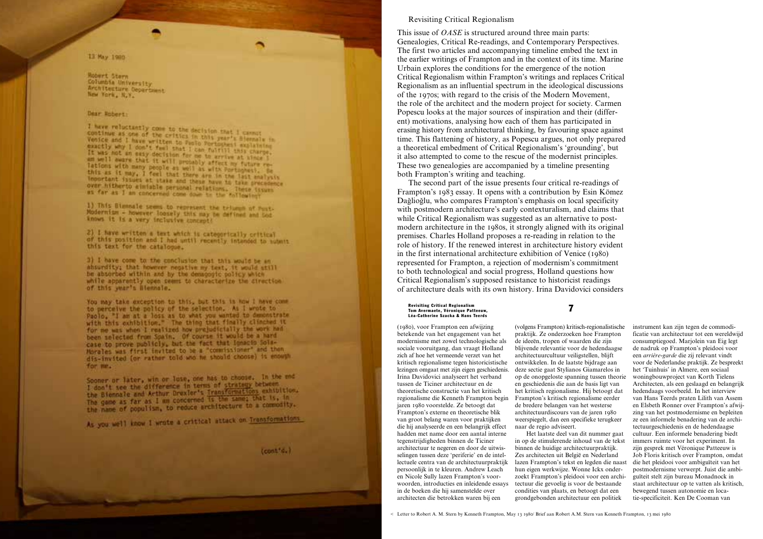13 May 1980

Robert Stern
Columbia University
Architecture Department
New York, N.Y.

Dear Robert:

I have reluctantly come to the decision that I cannot continue as one of the critics in this year's Biennale in Venice and I have written to Paolo Portoghesi explaining exactly why I don't feel that I can fulfill this charge. It was not an easy decision for me to arrive at since I am well aware that it will probably affect my future relations with many people as well as with Portoghesi. Be this as it may, I feel that there are in the last analysis important issues at stake and these have to take precedence over hitherto amiable personal relations. These issues as far as I am concerned come down to the following:

1) This Biennale seems to represent the triumph of Post-Modernism - however loosely this may be defined and God knows it is a very inclusive concept!

2) I have written a text which is categorically critical of this position and I had until recently intended to submit this text for the catalogue.

3) I have come to the conclusion that this would be an absurdity; that however negative my text, it would still be absorbed within and by the demagogic policy which while apparently open seems to characterize the direction of this year's Biennale.

You may take exception to this, but this is how I have come to perceive the policy of the selection. As I wrote to Paolo, "I am at a loss as to what you wanted to demonstrate with this exhibition." The thing that finally clinched it for me was when I realized how prejudicially the work had been selected from Spain. Of course it would be a hard case to prove publicly, but the fact that Ignacio Sola-Morales was first invited to be a "commissioner" and then dis-invited (or rather told who he should choose) is enough for me.

Sooner or later, win or lose, one has to choose. In the end I don't see the difference in terms of strategy between the Biennale and Arthur Drexler's Transformations exhibition. The game as far as I am concerned is the same; that is, in the name of populism, to reduce architecture to a commodity.

As you well know I wrote a critical attack on Transformations

(cont'd.)

< Letter to Robert A. M. Stern by Kenneth Frampton, May 13 1980/ Brief aan Robert A.M. Stern van Kenneth Frampton, 13 mei 1980

## Revisiting Critical Regionalism

This issue of *OASE* is structured around three main parts: Genealogies, Critical Re-readings, and Contemporary Perspectives. The first two articles and accompanying timeline embed the text in the earlier writings of Frampton and in the context of its time. Marine Urbain explores the conditions for the emergence of the notion Critical Regionalism within Frampton's writings and replaces Critical Regionalism as an influential spectrum in the ideological discussions of the 1970s; with regard to the crisis of the Modern Movement, the role of the architect and the modern project for society. Carmen Popescu looks at the major sources of inspiration and their (different) motivations, analysing how each of them has participated in erasing history from architectural thinking, by favouring space against time. This flattening of history, as Popescu argues, not only prepared a theoretical embedment of Critical Regionalism's 'grounding', but it also attempted to come to the rescue of the modernist principles. These two genealogies are accompanied by a timeline presenting both Frampton's writing and teaching.

The second part of the issue presents four critical re-readings of Frampton's 1983 essay. It opens with a contribution by Esin Kömez Dağlıoğlu, who compares Frampton's emphasis on local specificity with postmodern architecture's early contexturalism, and claims that while Critical Regionalism was suggested as an alternative to postmodern architecture in the 1980s, it strongly aligned with its original premises. Charles Holland proposes a re-reading in relation to the role of history. If the renewed interest in architecture history evident in the first international architecture exhibition of Venice (1980) represented for Frampton, a rejection of modernism's commitment to both technological and social progress, Holland questions how Critical Regionalism's supposed resistance to historicist readings of architecture deals with its own history. Irina Davidovici considers

**Revisiting Critical Regionalism**
**Tom Avermaete, Véronique Patteeuw, Léa-Catherine Szacka & Hans Teerds**

(1980), voor Frampton een afwijzing betekende van het engagement van het modernisme met zowel technologische als sociale vooruitgang, dan vraagt Holland zich af hoe het vermeende verzet van het kritisch regionalisme tegen historicistische lezingen omgaat met zijn eigen geschiedenis. Irina Davidovici analyseert het verband tussen de Ticiner architectuur en de theoretische constructie van het kritisch regionalisme die Kenneth Frampton begin jaren 1980 voorstelde. Ze betoogt dat Frampton's externe en theoretische blik van groot belang waren voor praktijken die hij analyseerde en een belangrijk effect hadden met name door een aantal interne tegenstrijdigheden binnen de Ticiner architectuur te negeren en de uitwisselingen tussen deze 'periferie' en de intellectuele centra van de architectuurpraktijk persoonlijk in te kleuren. Andrew Leach en Nicole Sully lazen Frampton's voorwoorden, introducties en inleidende essays in de boeken die hij samenstelde over architecten die betrokken waren bij een (volgens Frampton) kritisch-regionalistische praktijk. Ze onderzoeken hoe Frampton de ideeën, tropen of waarden die zijn blijvende relevantie voor de hedendaagse architectuurcultuur veiligstellen, blijft ontwikkelen. In de laatste bijdrage aan deze sectie gaat Stylianos Giamarelos in op de onopgeloste spanning tussen theorie en geschiedenis die aan de basis ligt van het kritisch regionalisme. Hij betoogt dat Frampton's kritisch regionalisme eerder de bredere belangen van het westerse architectuurdiscours van de jaren 1980 weerspiegelt, dan een specifieke terugkeer naar de regio adviseert.

Het laatste deel van dit nummer gaat in op de stimulerende inhoud van de tekst binnen de huidige architectuurpraktijk. Zes architecten uit België en Nederland lazen Frampton's tekst en legden die naast hun eigen werkwijze. Wonne Ickx onderzoekt Frampton's pleidooi voor een architectuur die gevoelig is voor de bestaande condities van plaats, en betoogt dat een grondgebonden architectuur een politiek instrument kan zijn tegen de commodificatie van architectuur tot een wereldwijd consumptiegoed. Marjolein van Eig legt de nadruk op Frampton's pleidooi voor een *arrière-garde* die zij relevant vindt voor de Nederlandse praktijk. Ze bespreekt het 'Tuinhuis' in Almere, een sociaal woningbouwproject van Korth Tielens Architecten, als een geslaagd en belangrijk hedendaags voorbeeld. In het interview van Hans Teerds praten Lilith van Assem en Elsbeth Ronner over Frampton's afwijzing van het postmodernisme en bepleiten ze een informele benadering van de architectuurgeschiedenis en de hedendaagse cultuur. Een informele benadering biedt immers ruimte voor het experiment. In zijn gesprek met Véronique Patteeuw is Job Floris kritisch over Frampton, omdat die het pleidooi voor ambiguïteit van het postmodernisme verwerpt. Juist die ambiguïteit stelt zijn bureau Monadnock in staat architectuur op te vatten als kritisch, bewegend tussen autonomie en locatie-specificiteit. Ken De Cooman van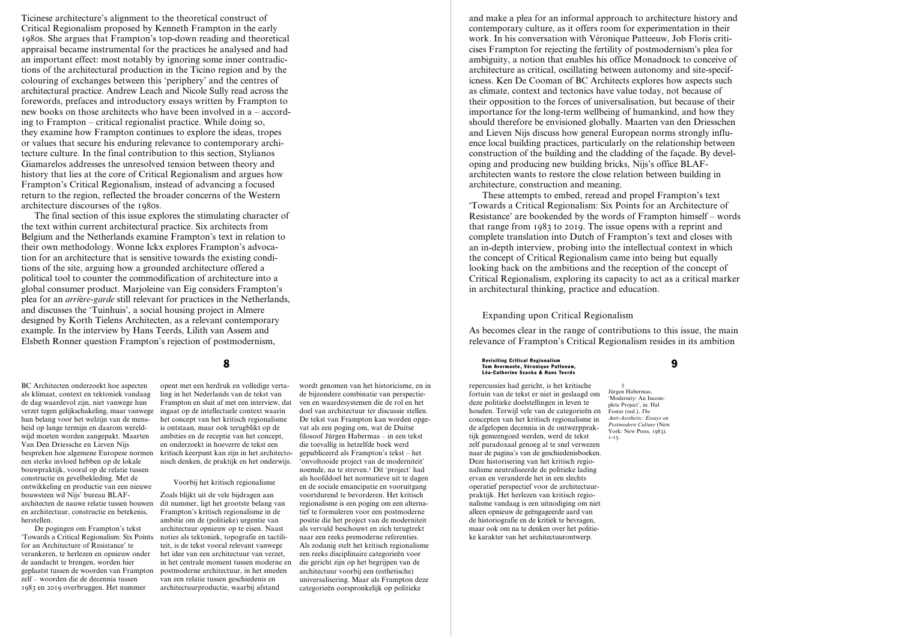Ticinese architecture's alignment to the theoretical construct of Critical Regionalism proposed by Kenneth Frampton in the early 1980s. She argues that Frampton's top-down reading and theoretical appraisal became instrumental for the practices he analysed and had an important effect: most notably by ignoring some inner contradictions of the architectural production in the Ticino region and by the colouring of exchanges between this 'periphery' and the centres of architectural practice. Andrew Leach and Nicole Sully read across the forewords, prefaces and introductory essays written by Frampton to new books on those architects who have been involved in a – according to Frampton – critical regionalist practice. While doing so, they examine how Frampton continues to explore the ideas, tropes or values that secure his enduring relevance to contemporary architecture culture. In the final contribution to this section, Stylianos Giamarelos addresses the unresolved tension between theory and history that lies at the core of Critical Regionalism and argues how Frampton's Critical Regionalism, instead of advancing a focused return to the region, reflected the broader concerns of the Western architecture discourses of the 1980s.

The final section of this issue explores the stimulating character of the text within current architectural practice. Six architects from Belgium and the Netherlands examine Frampton's text in relation to their own methodology. Wonne Ickx explores Frampton's advocation for an architecture that is sensitive towards the existing conditions of the site, arguing how a grounded architecture offered a political tool to counter the commodification of architecture into a global consumer product. Marjoleine van Eig considers Frampton's plea for an *arrière-garde* still relevant for practices in the Netherlands, and discusses the 'Tuinhuis', a social housing project in Almere designed by Korth Tielens Architecten, as a relevant contemporary example. In the interview by Hans Teerds, Lilith van Assem and Elsbeth Ronner question Frampton's rejection of postmodernism, and make a plea for an informal approach to architecture history and contemporary culture, as it offers room for experimentation in their work. In his conversation with Véronique Patteeuw, Job Floris criticises Frampton for rejecting the fertility of postmodernism's plea for ambiguity, a notion that enables his office Monadnock to conceive of architecture as critical, oscillating between autonomy and site-specificness. Ken De Cooman of BC Architects explores how aspects such as climate, context and tectonics have value today, not because of their opposition to the forces of universalisation, but because of their importance for the long-term wellbeing of humankind, and how they should therefore be envisioned globally. Maarten van den Driesschen and Lieven Nijs discuss how general European norms strongly influence local building practices, particularly on the relationship between construction of the building and the cladding of the façade. By developing and producing new building bricks, Nijs's office BLAF-architecten wants to restore the close relation between building in architecture, construction and meaning.

These attempts to embed, reread and propel Frampton's text 'Towards a Critical Regionalism: Six Points for an Architecture of Resistance' are bookended by the words of Frampton himself – words that range from 1983 to 2019. The issue opens with a reprint and complete translation into Dutch of Frampton's text and closes with an in-depth interview, probing into the intellectual context in which the concept of Critical Regionalism came into being but equally looking back on the ambitions and the reception of the concept of Critical Regionalism, exploring its capacity to act as a critical marker in architectural thinking, practice and education.

## Expanding upon Critical Regionalism

As becomes clear in the range of contributions to this issue, the main relevance of Frampton's Critical Regionalism resides in its ambition

BC Architecten onderzoekt hoe aspecten als klimaat, context en tektoniek vandaag de dag waardevol zijn, niet vanwege hun verzet tegen gelijkschakeling, maar vanwege hun belang voor het welzijn van de mensheid op lange termijn en daarom wereldwijd moeten worden aangepakt. Maarten Van Den Driessche en Lieven Nijs bespreken hoe algemene Europese normen een sterke invloed hebben op de lokale bouwpraktijk, vooral op de relatie tussen constructie en gevelbekleding. Met de ontwikkeling en productie van een nieuwe bouwsteen wil Nijs' bureau BLAF-architecten de nauwe relatie tussen bouwen en architectuur, constructie en betekenis, herstellen.

De pogingen om Frampton's tekst 'Towards a Critical Regionalism: Six Points for an Architecture of Resistance' te verankeren, te herlezen en opnieuw onder de aandacht te brengen, worden hier geplaatst tussen de woorden van Frampton zelf – woorden die de decennia tussen 1983 en 2019 overbruggen. Het nummer opent met een herdruk en volledige vertaling in het Nederlands van de tekst van Frampton en sluit af met een interview, dat ingaat op de intellectuele context waarin het concept van het kritisch regionalisme is ontstaan, maar ook terugblikt op de ambities en de receptie van het concept, en onderzoekt in hoeverre de tekst een kritisch keerpunt kan zijn in het architectonisch denken, de praktijk en het onderwijs.

### Voorbij het kritisch regionalisme

Zoals blijkt uit de vele bijdragen aan dit nummer, ligt het grootste belang van Frampton's kritisch regionalisme in de ambitie om de (politieke) urgentie van architectuur opnieuw op te eisen. Naast noties als tektoniek, topografie en tactiliteit, is de tekst vooral relevant vanwege het idee van een architectuur van verzet, in het centrale moment tussen moderne en postmoderne architectuur, in het smeden van een relatie tussen geschiedenis en architectuurproductie, waarbij afstand wordt genomen van het historicisme, en in de bijzondere combinatie van perspectieven en waardesystemen die de rol en het doel van architectuur ter discussie stellen. De tekst van Frampton kan worden opgevat als een poging om, wat de Duitse filosoof Jürgen Habermas – in een tekst die toevallig in hetzelfde boek werd gepubliceerd als Frampton's tekst – het 'onvoltooide project van de moderniteit' noemde, na te streven.[5] Dit 'project' had als hoofddoel het normatieve uit te dagen en de sociale emancipatie en vooruitgang voortdurend te bevorderen. Het kritisch regionalisme is een poging om een alternatief te formuleren voor een postmoderne positie die het project van de moderniteit als vervuld beschouwt en zich terugtrekt naar een reeks premoderne referenties. Als zodanig stelt het kritisch regionalisme een reeks disciplinaire categorieën voor die gericht zijn op het begrijpen van de architectuur voorbij een (esthetische) universalisering. Maar als Frampton deze categorieën oorspronkelijk op politieke repercussies had gericht, is het kritische fortuin van de tekst er niet in geslaagd om deze politieke doelstellingen in leven te houden. Terwijl vele van de categorieën en concepten van het kritisch regionalisme in de afgelopen decennia in de ontwerppraktijk gemeengoed werden, werd de tekst zelf paradoxaal genoeg al te snel verwezen naar de pagina's van de geschiedenisboeken. Deze historisering van het kritisch regionalisme neutraliseerde de politieke lading ervan en veranderde het in een slechts operatief perspectief voor de architectuurpraktijk. Het herlezen van kritisch regionalisme vandaag is een uitnodiging om niet alleen opnieuw de geëngageerde aard van de historiografie en de kritiek te bevragen, maar ook om na te denken over het politieke karakter van het architectuurontwerp.

5 Jürgen Habermas, 'Modernity: An Incomplete Project', in: Hal Foster (red.), *The Anti-Aesthetic: Essays on Postmodern Culture* (New York: New Press, 1983), 1-15.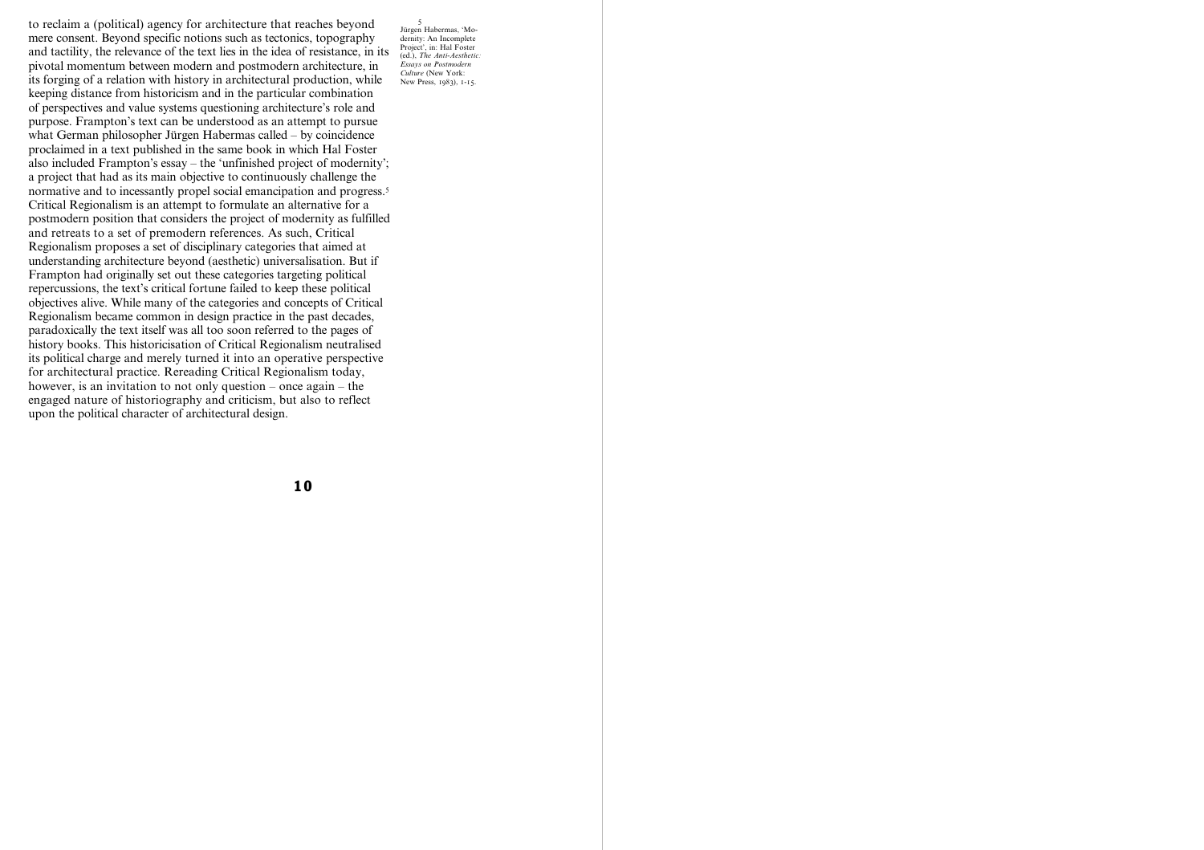to reclaim a (political) agency for architecture that reaches beyond mere consent. Beyond specific notions such as tectonics, topography and tactility, the relevance of the text lies in the idea of resistance, in its pivotal momentum between modern and postmodern architecture, in its forging of a relation with history in architectural production, while keeping distance from historicism and in the particular combination of perspectives and value systems questioning architecture's role and purpose. Frampton's text can be understood as an attempt to pursue what German philosopher Jürgen Habermas called – by coincidence proclaimed in a text published in the same book in which Hal Foster also included Frampton's essay – the 'unfinished project of modernity'; a project that had as its main objective to continuously challenge the normative and to incessantly propel social emancipation and progress.[5] Critical Regionalism is an attempt to formulate an alternative for a postmodern position that considers the project of modernity as fulfilled and retreats to a set of premodern references. As such, Critical Regionalism proposes a set of disciplinary categories that aimed at understanding architecture beyond (aesthetic) universalisation. But if Frampton had originally set out these categories targeting political repercussions, the text's critical fortune failed to keep these political objectives alive. While many of the categories and concepts of Critical Regionalism became common in design practice in the past decades, paradoxically the text itself was all too soon referred to the pages of history books. This historicisation of Critical Regionalism neutralised its political charge and merely turned it into an operative perspective for architectural practice. Rereading Critical Regionalism today, however, is an invitation to not only question – once again – the engaged nature of historiography and criticism, but also to reflect upon the political character of architectural design.

5 Jürgen Habermas, 'Modernity: An Incomplete Project', in: Hal Foster (ed.), *The Anti-Aesthetic: Essays on Postmodern Culture* (New York: New Press, 1983), 1-15.